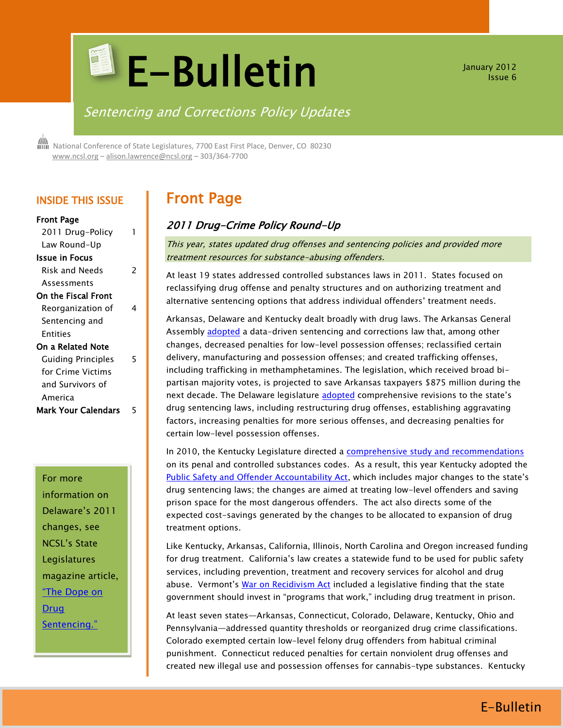# E-Bulletin

January 2012
Issue 6

*Sentencing and Corrections Policy Updates*

National Conference of State Legislatures, 7700 East First Place, Denver, CO 80230
www.ncsl.org – alison.lawrence@ncsl.org – 303/364-7700

## INSIDE THIS ISSUE

**Front Page**
- 2011 Drug-Policy Law Round-Up — 1

**Issue in Focus**
- Risk and Needs Assessments — 2

**On the Fiscal Front**
- Reorganization of Sentencing and Entities — 4

**On a Related Note**
- Guiding Principles for Crime Victims and Survivors of America — 5

**Mark Your Calendars** — 5

For more information on Delaware's 2011 changes, see NCSL's State Legislatures magazine article, "The Dope on Drug Sentencing."

## Front Page

### *2011 Drug-Crime Policy Round-Up*

*This year, states updated drug offenses and sentencing policies and provided more treatment resources for substance-abusing offenders.*

At least 19 states addressed controlled substances laws in 2011. States focused on reclassifying drug offense and penalty structures and on authorizing treatment and alternative sentencing options that address individual offenders' treatment needs.

Arkansas, Delaware and Kentucky dealt broadly with drug laws. The Arkansas General Assembly adopted a data-driven sentencing and corrections law that, among other changes, decreased penalties for low-level possession offenses; reclassified certain delivery, manufacturing and possession offenses; and created trafficking offenses, including trafficking in methamphetamines. The legislation, which received broad bi-partisan majority votes, is projected to save Arkansas taxpayers $875 million during the next decade. The Delaware legislature adopted comprehensive revisions to the state's drug sentencing laws, including restructuring drug offenses, establishing aggravating factors, increasing penalties for more serious offenses, and decreasing penalties for certain low-level possession offenses.

In 2010, the Kentucky Legislature directed a comprehensive study and recommendations on its penal and controlled substances codes. As a result, this year Kentucky adopted the Public Safety and Offender Accountability Act, which includes major changes to the state's drug sentencing laws; the changes are aimed at treating low-level offenders and saving prison space for the most dangerous offenders. The act also directs some of the expected cost-savings generated by the changes to be allocated to expansion of drug treatment options.

Like Kentucky, Arkansas, California, Illinois, North Carolina and Oregon increased funding for drug treatment. California's law creates a statewide fund to be used for public safety services, including prevention, treatment and recovery services for alcohol and drug abuse. Vermont's War on Recidivism Act included a legislative finding that the state government should invest in "programs that work," including drug treatment in prison.

At least seven states—Arkansas, Connecticut, Colorado, Delaware, Kentucky, Ohio and Pennsylvania—addressed quantity thresholds or reorganized drug crime classifications. Colorado exempted certain low-level felony drug offenders from habitual criminal punishment. Connecticut reduced penalties for certain nonviolent drug offenses and created new illegal use and possession offenses for cannabis-type substances. Kentucky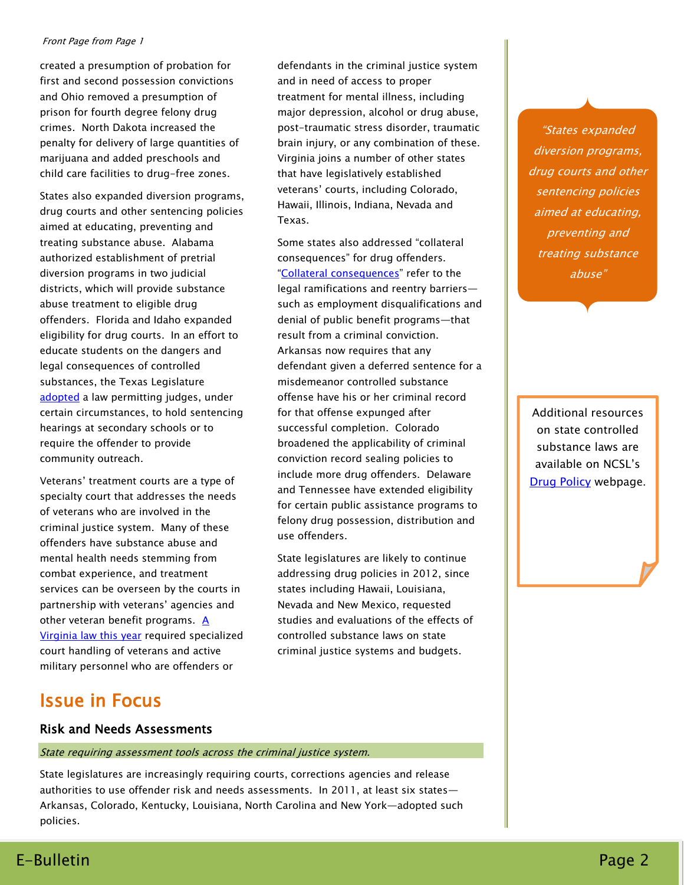*Front Page from Page 1*

created a presumption of probation for first and second possession convictions and Ohio removed a presumption of prison for fourth degree felony drug crimes. North Dakota increased the penalty for delivery of large quantities of marijuana and added preschools and child care facilities to drug-free zones.

States also expanded diversion programs, drug courts and other sentencing policies aimed at educating, preventing and treating substance abuse. Alabama authorized establishment of pretrial diversion programs in two judicial districts, which will provide substance abuse treatment to eligible drug offenders. Florida and Idaho expanded eligibility for drug courts. In an effort to educate students on the dangers and legal consequences of controlled substances, the Texas Legislature adopted a law permitting judges, under certain circumstances, to hold sentencing hearings at secondary schools or to require the offender to provide community outreach.

Veterans' treatment courts are a type of specialty court that addresses the needs of veterans who are involved in the criminal justice system. Many of these offenders have substance abuse and mental health needs stemming from combat experience, and treatment services can be overseen by the courts in partnership with veterans' agencies and other veteran benefit programs. A Virginia law this year required specialized court handling of veterans and active military personnel who are offenders or defendants in the criminal justice system and in need of access to proper treatment for mental illness, including major depression, alcohol or drug abuse, post-traumatic stress disorder, traumatic brain injury, or any combination of these. Virginia joins a number of other states that have legislatively established veterans' courts, including Colorado, Hawaii, Illinois, Indiana, Nevada and Texas.

Some states also addressed "collateral consequences" for drug offenders. "Collateral consequences" refer to the legal ramifications and reentry barriers—such as employment disqualifications and denial of public benefit programs—that result from a criminal conviction. Arkansas now requires that any defendant given a deferred sentence for a misdemeanor controlled substance offense have his or her criminal record for that offense expunged after successful completion. Colorado broadened the applicability of criminal conviction record sealing policies to include more drug offenders. Delaware and Tennessee have extended eligibility for certain public assistance programs to felony drug possession, distribution and use offenders.

State legislatures are likely to continue addressing drug policies in 2012, since states including Hawaii, Louisiana, Nevada and New Mexico, requested studies and evaluations of the effects of controlled substance laws on state criminal justice systems and budgets.

*"States expanded diversion programs, drug courts and other sentencing policies aimed at educating, preventing and treating substance abuse"*

Additional resources on state controlled substance laws are available on NCSL's Drug Policy webpage.

# Issue in Focus

## Risk and Needs Assessments

*State requiring assessment tools across the criminal justice system.*

State legislatures are increasingly requiring courts, corrections agencies and release authorities to use offender risk and needs assessments. In 2011, at least six states—Arkansas, Colorado, Kentucky, Louisiana, North Carolina and New York—adopted such policies.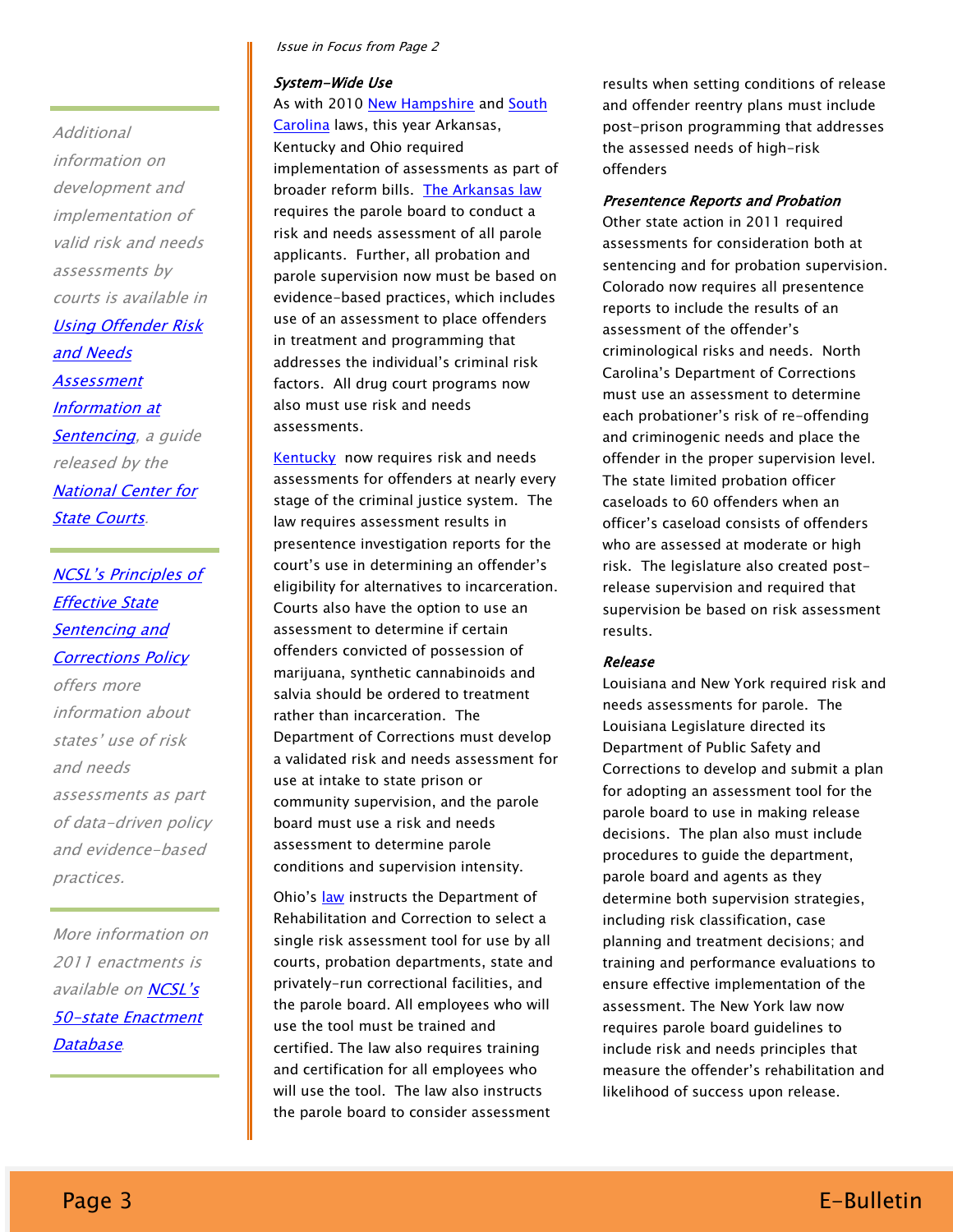*Issue in Focus from Page 2*

### System-Wide Use

As with 2010 New Hampshire and South Carolina laws, this year Arkansas, Kentucky and Ohio required implementation of assessments as part of broader reform bills. The Arkansas law requires the parole board to conduct a risk and needs assessment of all parole applicants. Further, all probation and parole supervision now must be based on evidence-based practices, which includes use of an assessment to place offenders in treatment and programming that addresses the individual's criminal risk factors. All drug court programs now also must use risk and needs assessments.

Kentucky now requires risk and needs assessments for offenders at nearly every stage of the criminal justice system. The law requires assessment results in presentence investigation reports for the court's use in determining an offender's eligibility for alternatives to incarceration. Courts also have the option to use an assessment to determine if certain offenders convicted of possession of marijuana, synthetic cannabinoids and salvia should be ordered to treatment rather than incarceration. The Department of Corrections must develop a validated risk and needs assessment for use at intake to state prison or community supervision, and the parole board must use a risk and needs assessment to determine parole conditions and supervision intensity.

Ohio's law instructs the Department of Rehabilitation and Correction to select a single risk assessment tool for use by all courts, probation departments, state and privately-run correctional facilities, and the parole board. All employees who will use the tool must be trained and certified. The law also requires training and certification for all employees who will use the tool. The law also instructs the parole board to consider assessment results when setting conditions of release and offender reentry plans must include post-prison programming that addresses the assessed needs of high-risk offenders

### Presentence Reports and Probation

Other state action in 2011 required assessments for consideration both at sentencing and for probation supervision. Colorado now requires all presentence reports to include the results of an assessment of the offender's criminological risks and needs. North Carolina's Department of Corrections must use an assessment to determine each probationer's risk of re-offending and criminogenic needs and place the offender in the proper supervision level. The state limited probation officer caseloads to 60 offenders when an officer's caseload consists of offenders who are assessed at moderate or high risk. The legislature also created post-release supervision and required that supervision be based on risk assessment results.

### Release

Louisiana and New York required risk and needs assessments for parole. The Louisiana Legislature directed its Department of Public Safety and Corrections to develop and submit a plan for adopting an assessment tool for the parole board to use in making release decisions. The plan also must include procedures to guide the department, parole board and agents as they determine both supervision strategies, including risk classification, case planning and treatment decisions; and training and performance evaluations to ensure effective implementation of the assessment. The New York law now requires parole board guidelines to include risk and needs principles that measure the offender's rehabilitation and likelihood of success upon release.

---

*Additional information on development and implementation of valid risk and needs assessments by courts is available in Using Offender Risk and Needs Assessment Information at Sentencing, a guide released by the National Center for State Courts.*

*NCSL's Principles of Effective State Sentencing and Corrections Policy offers more information about states' use of risk and needs assessments as part of data-driven policy and evidence-based practices.*

*More information on 2011 enactments is available on NCSL's 50-state Enactment Database.*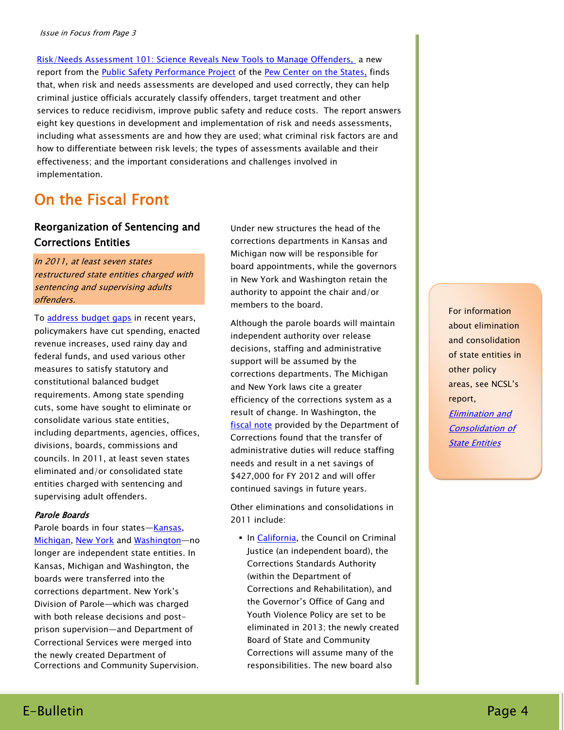*Issue in Focus from Page 3*

Risk/Needs Assessment 101: Science Reveals New Tools to Manage Offenders, a new report from the Public Safety Performance Project of the Pew Center on the States, finds that, when risk and needs assessments are developed and used correctly, they can help criminal justice officials accurately classify offenders, target treatment and other services to reduce recidivism, improve public safety and reduce costs. The report answers eight key questions in development and implementation of risk and needs assessments, including what assessments are and how they are used; what criminal risk factors are and how to differentiate between risk levels; the types of assessments available and their effectiveness; and the important considerations and challenges involved in implementation.

# On the Fiscal Front

## Reorganization of Sentencing and Corrections Entities

*In 2011, at least seven states restructured state entities charged with sentencing and supervising adults offenders.*

To address budget gaps in recent years, policymakers have cut spending, enacted revenue increases, used rainy day and federal funds, and used various other measures to satisfy statutory and constitutional balanced budget requirements. Among state spending cuts, some have sought to eliminate or consolidate various state entities, including departments, agencies, offices, divisions, boards, commissions and councils. In 2011, at least seven states eliminated and/or consolidated state entities charged with sentencing and supervising adult offenders.

***Parole Boards***

Parole boards in four states—Kansas, Michigan, New York and Washington—no longer are independent state entities. In Kansas, Michigan and Washington, the boards were transferred into the corrections department. New York's Division of Parole—which was charged with both release decisions and post-prison supervision—and Department of Correctional Services were merged into the newly created Department of Corrections and Community Supervision. Under new structures the head of the corrections departments in Kansas and Michigan now will be responsible for board appointments, while the governors in New York and Washington retain the authority to appoint the chair and/or members to the board.

Although the parole boards will maintain independent authority over release decisions, staffing and administrative support will be assumed by the corrections departments. The Michigan and New York laws cite a greater efficiency of the corrections system as a result of change. In Washington, the fiscal note provided by the Department of Corrections found that the transfer of administrative duties will reduce staffing needs and result in a net savings of $427,000 for FY 2012 and will offer continued savings in future years.

Other eliminations and consolidations in 2011 include:

- In California, the Council on Criminal Justice (an independent board), the Corrections Standards Authority (within the Department of Corrections and Rehabilitation), and the Governor's Office of Gang and Youth Violence Policy are set to be eliminated in 2013; the newly created Board of State and Community Corrections will assume many of the responsibilities. The new board also

For information about elimination and consolidation of state entities in other policy areas, see NCSL's report, *Elimination and Consolidation of State Entities*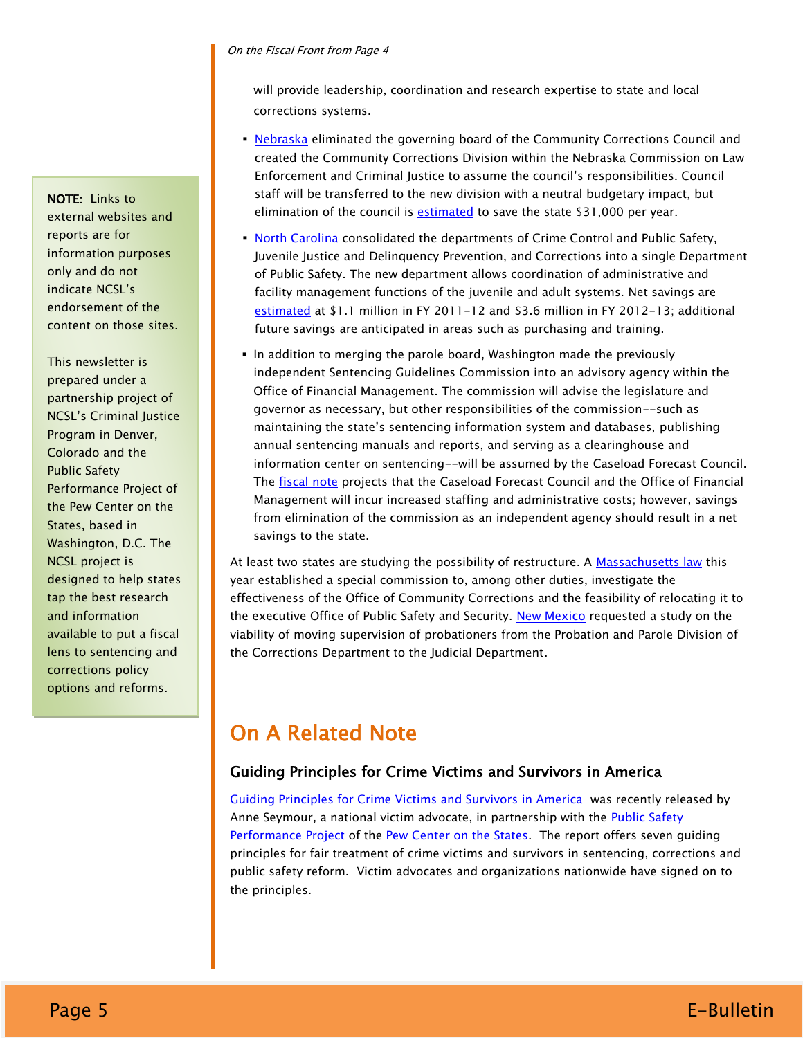*On the Fiscal Front from Page 4*

will provide leadership, coordination and research expertise to state and local corrections systems.

- Nebraska eliminated the governing board of the Community Corrections Council and created the Community Corrections Division within the Nebraska Commission on Law Enforcement and Criminal Justice to assume the council's responsibilities. Council staff will be transferred to the new division with a neutral budgetary impact, but elimination of the council is estimated to save the state $31,000 per year.
- North Carolina consolidated the departments of Crime Control and Public Safety, Juvenile Justice and Delinquency Prevention, and Corrections into a single Department of Public Safety. The new department allows coordination of administrative and facility management functions of the juvenile and adult systems. Net savings are estimated at $1.1 million in FY 2011-12 and $3.6 million in FY 2012-13; additional future savings are anticipated in areas such as purchasing and training.
- In addition to merging the parole board, Washington made the previously independent Sentencing Guidelines Commission into an advisory agency within the Office of Financial Management. The commission will advise the legislature and governor as necessary, but other responsibilities of the commission--such as maintaining the state's sentencing information system and databases, publishing annual sentencing manuals and reports, and serving as a clearinghouse and information center on sentencing--will be assumed by the Caseload Forecast Council. The fiscal note projects that the Caseload Forecast Council and the Office of Financial Management will incur increased staffing and administrative costs; however, savings from elimination of the commission as an independent agency should result in a net savings to the state.

At least two states are studying the possibility of restructure. A Massachusetts law this year established a special commission to, among other duties, investigate the effectiveness of the Office of Community Corrections and the feasibility of relocating it to the executive Office of Public Safety and Security. New Mexico requested a study on the viability of moving supervision of probationers from the Probation and Parole Division of the Corrections Department to the Judicial Department.

**NOTE:** Links to external websites and reports are for information purposes only and do not indicate NCSL's endorsement of the content on those sites.

This newsletter is prepared under a partnership project of NCSL's Criminal Justice Program in Denver, Colorado and the Public Safety Performance Project of the Pew Center on the States, based in Washington, D.C. The NCSL project is designed to help states tap the best research and information available to put a fiscal lens to sentencing and corrections policy options and reforms.

## On A Related Note

### Guiding Principles for Crime Victims and Survivors in America

Guiding Principles for Crime Victims and Survivors in America was recently released by Anne Seymour, a national victim advocate, in partnership with the Public Safety Performance Project of the Pew Center on the States. The report offers seven guiding principles for fair treatment of crime victims and survivors in sentencing, corrections and public safety reform. Victim advocates and organizations nationwide have signed on to the principles.